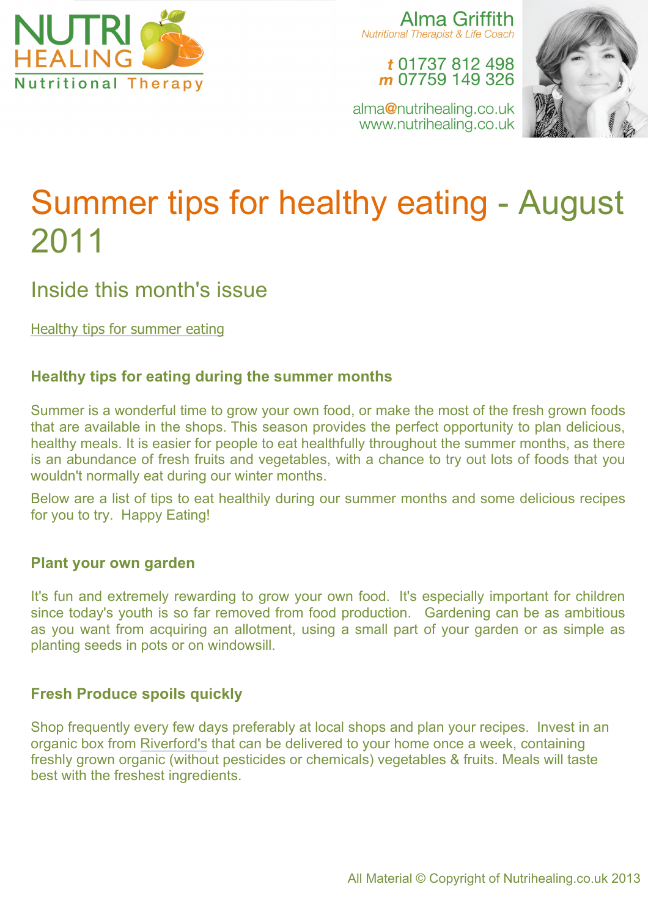NUTRI HEALING
Nutritional Therapy

Alma Griffith
*Nutritional Therapist & Life Coach*

**t** 01737 812 498
**m** 07759 149 326

alma@nutrihealing.co.uk
www.nutrihealing.co.uk

# Summer tips for healthy eating - August 2011

## Inside this month's issue

Healthy tips for summer eating

### Healthy tips for eating during the summer months

Summer is a wonderful time to grow your own food, or make the most of the fresh grown foods that are available in the shops. This season provides the perfect opportunity to plan delicious, healthy meals. It is easier for people to eat healthfully throughout the summer months, as there is an abundance of fresh fruits and vegetables, with a chance to try out lots of foods that you wouldn't normally eat during our winter months.

Below are a list of tips to eat healthily during our summer months and some delicious recipes for you to try. Happy Eating!

### Plant your own garden

It's fun and extremely rewarding to grow your own food. It's especially important for children since today's youth is so far removed from food production. Gardening can be as ambitious as you want from acquiring an allotment, using a small part of your garden or as simple as planting seeds in pots or on windowsill.

### Fresh Produce spoils quickly

Shop frequently every few days preferably at local shops and plan your recipes. Invest in an organic box from Riverford's that can be delivered to your home once a week, containing freshly grown organic (without pesticides or chemicals) vegetables & fruits. Meals will taste best with the freshest ingredients.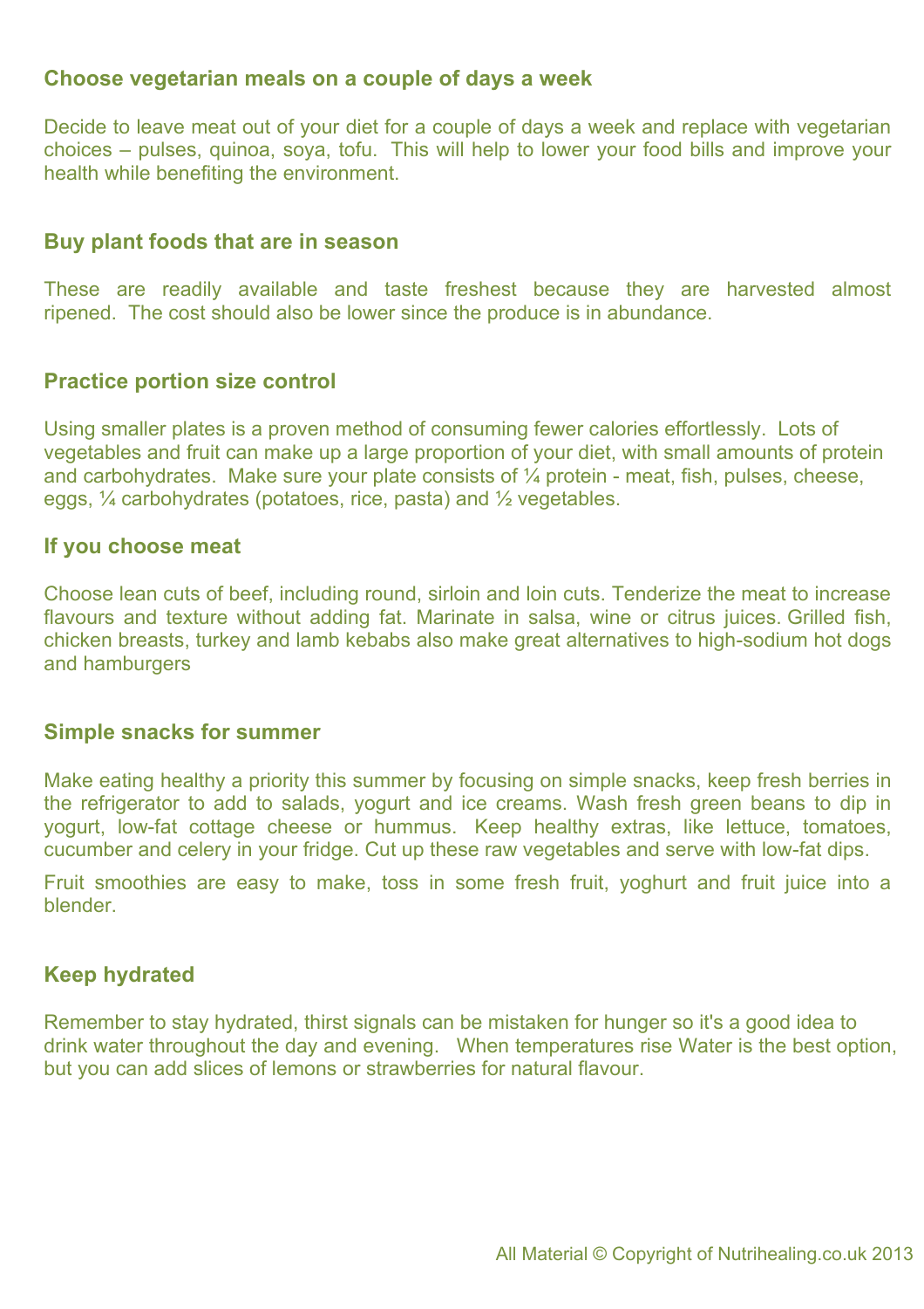### Choose vegetarian meals on a couple of days a week

Decide to leave meat out of your diet for a couple of days a week and replace with vegetarian choices – pulses, quinoa, soya, tofu. This will help to lower your food bills and improve your health while benefiting the environment.

### Buy plant foods that are in season

These are readily available and taste freshest because they are harvested almost ripened. The cost should also be lower since the produce is in abundance.

### Practice portion size control

Using smaller plates is a proven method of consuming fewer calories effortlessly. Lots of vegetables and fruit can make up a large proportion of your diet, with small amounts of protein and carbohydrates. Make sure your plate consists of ¼ protein - meat, fish, pulses, cheese, eggs, ¼ carbohydrates (potatoes, rice, pasta) and ½ vegetables.

### If you choose meat

Choose lean cuts of beef, including round, sirloin and loin cuts. Tenderize the meat to increase flavours and texture without adding fat. Marinate in salsa, wine or citrus juices. Grilled fish, chicken breasts, turkey and lamb kebabs also make great alternatives to high-sodium hot dogs and hamburgers

### Simple snacks for summer

Make eating healthy a priority this summer by focusing on simple snacks, keep fresh berries in the refrigerator to add to salads, yogurt and ice creams. Wash fresh green beans to dip in yogurt, low-fat cottage cheese or hummus. Keep healthy extras, like lettuce, tomatoes, cucumber and celery in your fridge. Cut up these raw vegetables and serve with low-fat dips.

Fruit smoothies are easy to make, toss in some fresh fruit, yoghurt and fruit juice into a blender.

### Keep hydrated

Remember to stay hydrated, thirst signals can be mistaken for hunger so it's a good idea to drink water throughout the day and evening. When temperatures rise Water is the best option, but you can add slices of lemons or strawberries for natural flavour.

All Material © Copyright of Nutrihealing.co.uk 2013